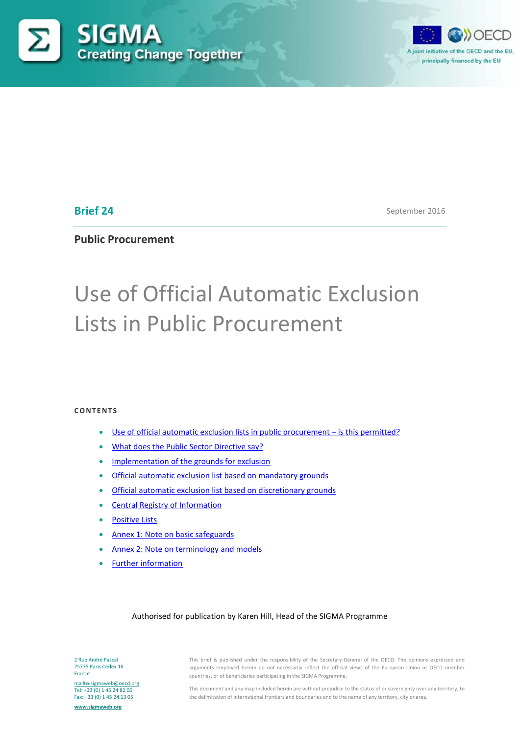SIGMA
Creating Change Together

A joint initiative of the OECD and the EU, principally financed by the EU

**Brief 24**

September 2016

**Public Procurement**

# Use of Official Automatic Exclusion Lists in Public Procurement

**CONTENTS**

- Use of official automatic exclusion lists in public procurement – is this permitted?
- What does the Public Sector Directive say?
- Implementation of the grounds for exclusion
- Official automatic exclusion list based on mandatory grounds
- Official automatic exclusion list based on discretionary grounds
- Central Registry of Information
- Positive Lists
- Annex 1: Note on basic safeguards
- Annex 2: Note on terminology and models
- Further information

Authorised for publication by Karen Hill, Head of the SIGMA Programme

2 Rue André Pascal
75775 Paris Cedex 16
France

mailto:sigmaweb@oecd.org
Tel: +33 (0) 1 45 24 82 00
Fax: +33 (0) 1 45 24 13 05

www.sigmaweb.org

This brief is published under the responsibility of the Secretary-General of the OECD. The opinions expressed and arguments employed herein do not necessarily reflect the official views of the European Union or OECD member countries, or of beneficiaries participating in the SIGMA Programme.

This document and any map included herein are without prejudice to the status of or sovereignty over any territory, to the delimitation of international frontiers and boundaries and to the name of any territory, city or area.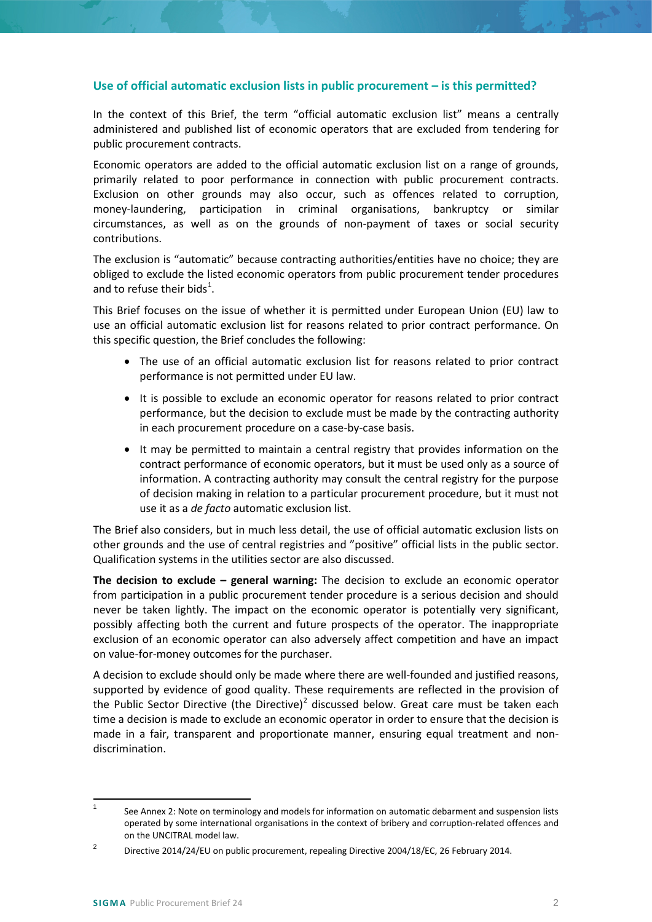## Use of official automatic exclusion lists in public procurement – is this permitted?

In the context of this Brief, the term "official automatic exclusion list" means a centrally administered and published list of economic operators that are excluded from tendering for public procurement contracts.

Economic operators are added to the official automatic exclusion list on a range of grounds, primarily related to poor performance in connection with public procurement contracts. Exclusion on other grounds may also occur, such as offences related to corruption, money-laundering, participation in criminal organisations, bankruptcy or similar circumstances, as well as on the grounds of non-payment of taxes or social security contributions.

The exclusion is "automatic" because contracting authorities/entities have no choice; they are obliged to exclude the listed economic operators from public procurement tender procedures and to refuse their bids[1].

This Brief focuses on the issue of whether it is permitted under European Union (EU) law to use an official automatic exclusion list for reasons related to prior contract performance. On this specific question, the Brief concludes the following:

- The use of an official automatic exclusion list for reasons related to prior contract performance is not permitted under EU law.
- It is possible to exclude an economic operator for reasons related to prior contract performance, but the decision to exclude must be made by the contracting authority in each procurement procedure on a case-by-case basis.
- It may be permitted to maintain a central registry that provides information on the contract performance of economic operators, but it must be used only as a source of information. A contracting authority may consult the central registry for the purpose of decision making in relation to a particular procurement procedure, but it must not use it as a *de facto* automatic exclusion list.

The Brief also considers, but in much less detail, the use of official automatic exclusion lists on other grounds and the use of central registries and "positive" official lists in the public sector. Qualification systems in the utilities sector are also discussed.

**The decision to exclude – general warning:** The decision to exclude an economic operator from participation in a public procurement tender procedure is a serious decision and should never be taken lightly. The impact on the economic operator is potentially very significant, possibly affecting both the current and future prospects of the operator. The inappropriate exclusion of an economic operator can also adversely affect competition and have an impact on value-for-money outcomes for the purchaser.

A decision to exclude should only be made where there are well-founded and justified reasons, supported by evidence of good quality. These requirements are reflected in the provision of the Public Sector Directive (the Directive)[2] discussed below. Great care must be taken each time a decision is made to exclude an economic operator in order to ensure that the decision is made in a fair, transparent and proportionate manner, ensuring equal treatment and non-discrimination.

---

[1] See Annex 2: Note on terminology and models for information on automatic debarment and suspension lists operated by some international organisations in the context of bribery and corruption-related offences and on the UNCITRAL model law.

[2] Directive 2014/24/EU on public procurement, repealing Directive 2004/18/EC, 26 February 2014.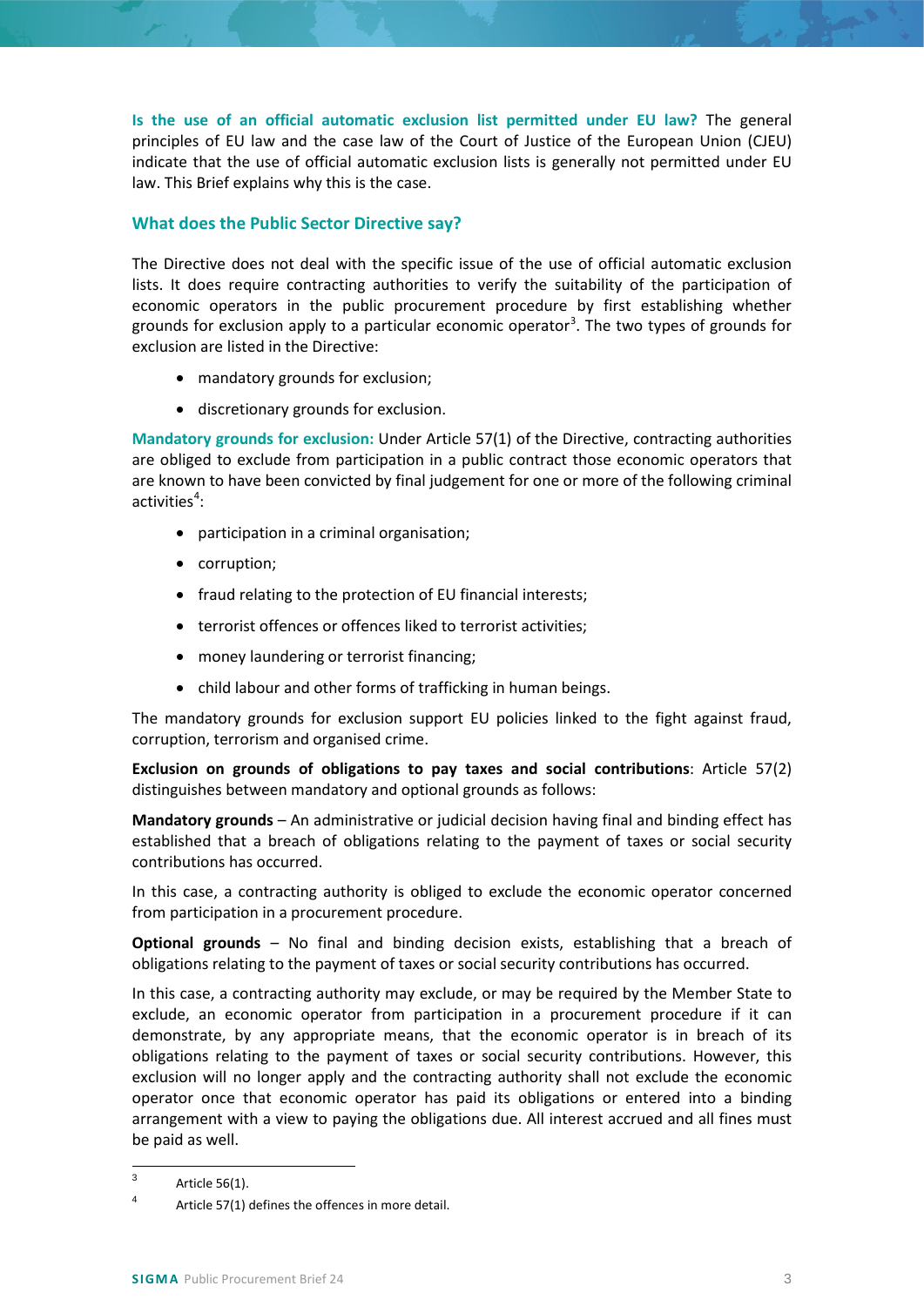**Is the use of an official automatic exclusion list permitted under EU law?** The general principles of EU law and the case law of the Court of Justice of the European Union (CJEU) indicate that the use of official automatic exclusion lists is generally not permitted under EU law. This Brief explains why this is the case.

## What does the Public Sector Directive say?

The Directive does not deal with the specific issue of the use of official automatic exclusion lists. It does require contracting authorities to verify the suitability of the participation of economic operators in the public procurement procedure by first establishing whether grounds for exclusion apply to a particular economic operator[3]. The two types of grounds for exclusion are listed in the Directive:

- mandatory grounds for exclusion;
- discretionary grounds for exclusion.

**Mandatory grounds for exclusion:** Under Article 57(1) of the Directive, contracting authorities are obliged to exclude from participation in a public contract those economic operators that are known to have been convicted by final judgement for one or more of the following criminal activities[4]:

- participation in a criminal organisation;
- corruption;
- fraud relating to the protection of EU financial interests;
- terrorist offences or offences liked to terrorist activities;
- money laundering or terrorist financing;
- child labour and other forms of trafficking in human beings.

The mandatory grounds for exclusion support EU policies linked to the fight against fraud, corruption, terrorism and organised crime.

**Exclusion on grounds of obligations to pay taxes and social contributions**: Article 57(2) distinguishes between mandatory and optional grounds as follows:

**Mandatory grounds** – An administrative or judicial decision having final and binding effect has established that a breach of obligations relating to the payment of taxes or social security contributions has occurred.

In this case, a contracting authority is obliged to exclude the economic operator concerned from participation in a procurement procedure.

**Optional grounds** – No final and binding decision exists, establishing that a breach of obligations relating to the payment of taxes or social security contributions has occurred.

In this case, a contracting authority may exclude, or may be required by the Member State to exclude, an economic operator from participation in a procurement procedure if it can demonstrate, by any appropriate means, that the economic operator is in breach of its obligations relating to the payment of taxes or social security contributions. However, this exclusion will no longer apply and the contracting authority shall not exclude the economic operator once that economic operator has paid its obligations or entered into a binding arrangement with a view to paying the obligations due. All interest accrued and all fines must be paid as well.

---

[3] Article 56(1).

[4] Article 57(1) defines the offences in more detail.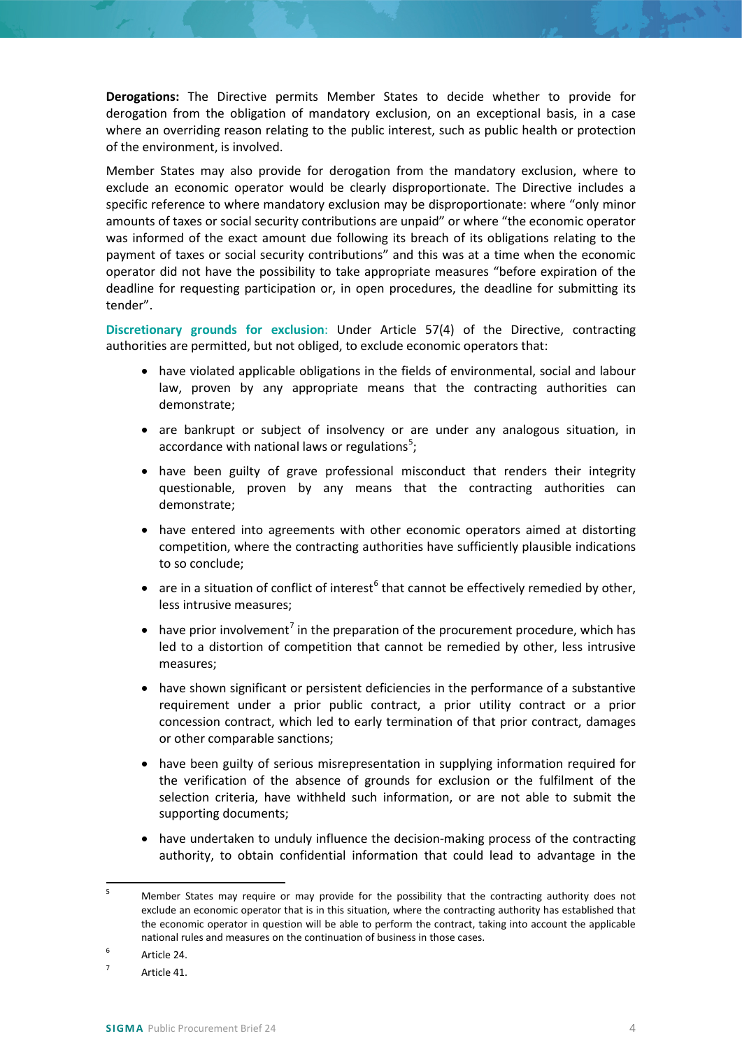**Derogations:** The Directive permits Member States to decide whether to provide for derogation from the obligation of mandatory exclusion, on an exceptional basis, in a case where an overriding reason relating to the public interest, such as public health or protection of the environment, is involved.

Member States may also provide for derogation from the mandatory exclusion, where to exclude an economic operator would be clearly disproportionate. The Directive includes a specific reference to where mandatory exclusion may be disproportionate: where "only minor amounts of taxes or social security contributions are unpaid" or where "the economic operator was informed of the exact amount due following its breach of its obligations relating to the payment of taxes or social security contributions" and this was at a time when the economic operator did not have the possibility to take appropriate measures "before expiration of the deadline for requesting participation or, in open procedures, the deadline for submitting its tender".

**Discretionary grounds for exclusion**: Under Article 57(4) of the Directive, contracting authorities are permitted, but not obliged, to exclude economic operators that:

- have violated applicable obligations in the fields of environmental, social and labour law, proven by any appropriate means that the contracting authorities can demonstrate;
- are bankrupt or subject of insolvency or are under any analogous situation, in accordance with national laws or regulations[5];
- have been guilty of grave professional misconduct that renders their integrity questionable, proven by any means that the contracting authorities can demonstrate;
- have entered into agreements with other economic operators aimed at distorting competition, where the contracting authorities have sufficiently plausible indications to so conclude;
- are in a situation of conflict of interest[6] that cannot be effectively remedied by other, less intrusive measures;
- have prior involvement[7] in the preparation of the procurement procedure, which has led to a distortion of competition that cannot be remedied by other, less intrusive measures;
- have shown significant or persistent deficiencies in the performance of a substantive requirement under a prior public contract, a prior utility contract or a prior concession contract, which led to early termination of that prior contract, damages or other comparable sanctions;
- have been guilty of serious misrepresentation in supplying information required for the verification of the absence of grounds for exclusion or the fulfilment of the selection criteria, have withheld such information, or are not able to submit the supporting documents;
- have undertaken to unduly influence the decision-making process of the contracting authority, to obtain confidential information that could lead to advantage in the

---

[5] Member States may require or may provide for the possibility that the contracting authority does not exclude an economic operator that is in this situation, where the contracting authority has established that the economic operator in question will be able to perform the contract, taking into account the applicable national rules and measures on the continuation of business in those cases.

[6] Article 24.

[7] Article 41.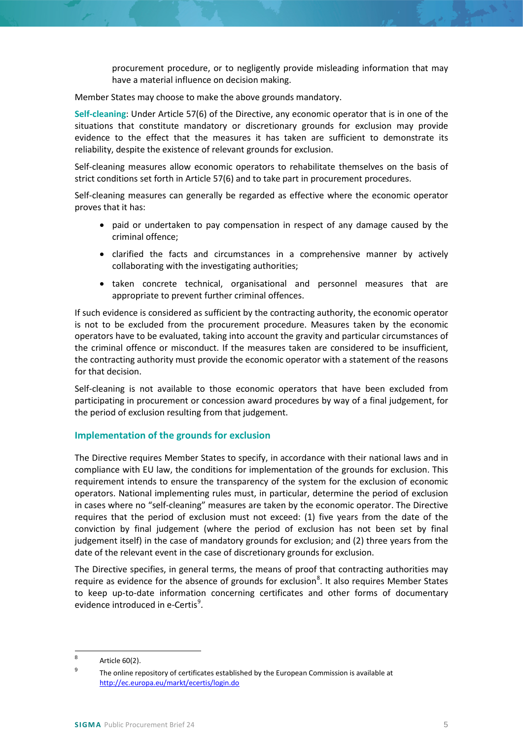procurement procedure, or to negligently provide misleading information that may have a material influence on decision making.

Member States may choose to make the above grounds mandatory.

**Self-cleaning**: Under Article 57(6) of the Directive, any economic operator that is in one of the situations that constitute mandatory or discretionary grounds for exclusion may provide evidence to the effect that the measures it has taken are sufficient to demonstrate its reliability, despite the existence of relevant grounds for exclusion.

Self-cleaning measures allow economic operators to rehabilitate themselves on the basis of strict conditions set forth in Article 57(6) and to take part in procurement procedures.

Self-cleaning measures can generally be regarded as effective where the economic operator proves that it has:

- paid or undertaken to pay compensation in respect of any damage caused by the criminal offence;
- clarified the facts and circumstances in a comprehensive manner by actively collaborating with the investigating authorities;
- taken concrete technical, organisational and personnel measures that are appropriate to prevent further criminal offences.

If such evidence is considered as sufficient by the contracting authority, the economic operator is not to be excluded from the procurement procedure. Measures taken by the economic operators have to be evaluated, taking into account the gravity and particular circumstances of the criminal offence or misconduct. If the measures taken are considered to be insufficient, the contracting authority must provide the economic operator with a statement of the reasons for that decision.

Self-cleaning is not available to those economic operators that have been excluded from participating in procurement or concession award procedures by way of a final judgement, for the period of exclusion resulting from that judgement.

### Implementation of the grounds for exclusion

The Directive requires Member States to specify, in accordance with their national laws and in compliance with EU law, the conditions for implementation of the grounds for exclusion. This requirement intends to ensure the transparency of the system for the exclusion of economic operators. National implementing rules must, in particular, determine the period of exclusion in cases where no "self-cleaning" measures are taken by the economic operator. The Directive requires that the period of exclusion must not exceed: (1) five years from the date of the conviction by final judgement (where the period of exclusion has not been set by final judgement itself) in the case of mandatory grounds for exclusion; and (2) three years from the date of the relevant event in the case of discretionary grounds for exclusion.

The Directive specifies, in general terms, the means of proof that contracting authorities may require as evidence for the absence of grounds for exclusion[8]. It also requires Member States to keep up-to-date information concerning certificates and other forms of documentary evidence introduced in e-Certis[9].

[8] Article 60(2).

[9] The online repository of certificates established by the European Commission is available at http://ec.europa.eu/markt/ecertis/login.do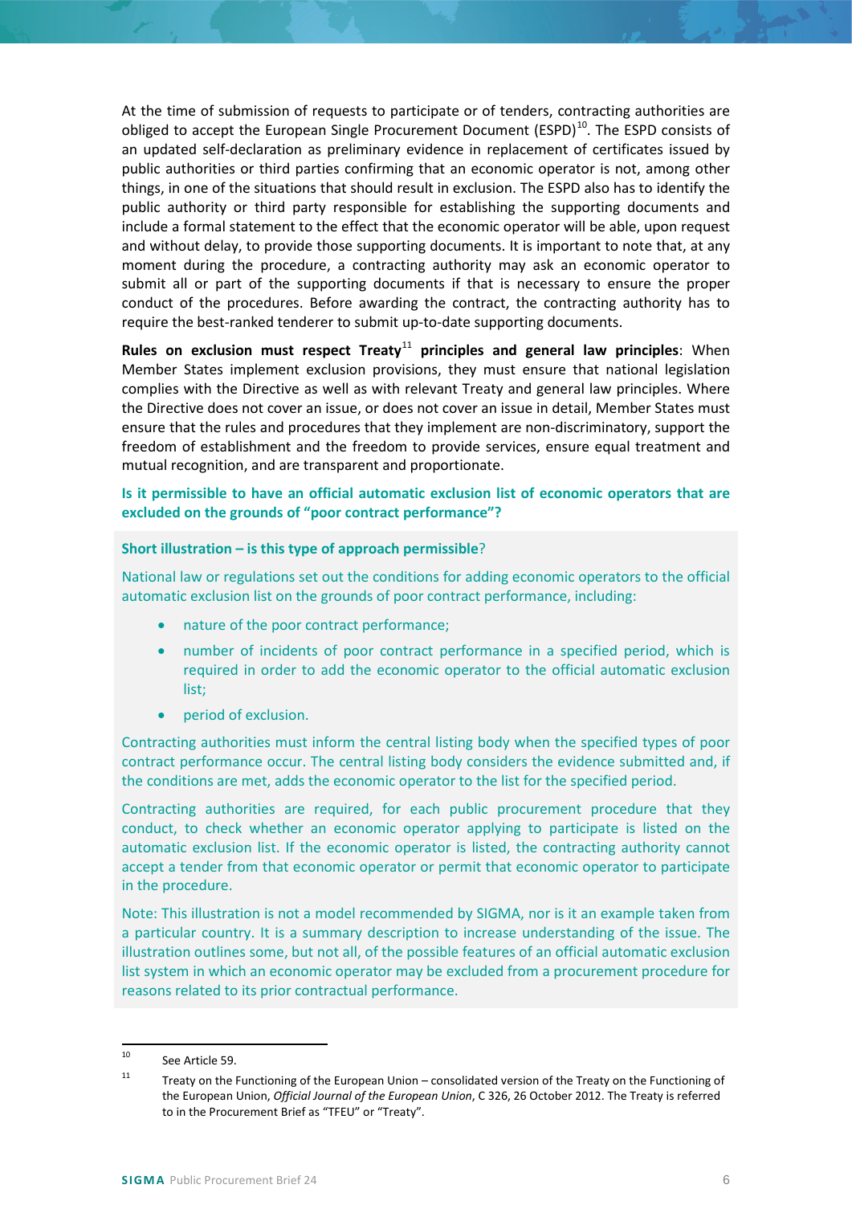At the time of submission of requests to participate or of tenders, contracting authorities are obliged to accept the European Single Procurement Document (ESPD)[10]. The ESPD consists of an updated self-declaration as preliminary evidence in replacement of certificates issued by public authorities or third parties confirming that an economic operator is not, among other things, in one of the situations that should result in exclusion. The ESPD also has to identify the public authority or third party responsible for establishing the supporting documents and include a formal statement to the effect that the economic operator will be able, upon request and without delay, to provide those supporting documents. It is important to note that, at any moment during the procedure, a contracting authority may ask an economic operator to submit all or part of the supporting documents if that is necessary to ensure the proper conduct of the procedures. Before awarding the contract, the contracting authority has to require the best-ranked tenderer to submit up-to-date supporting documents.

**Rules on exclusion must respect Treaty[11] principles and general law principles**: When Member States implement exclusion provisions, they must ensure that national legislation complies with the Directive as well as with relevant Treaty and general law principles. Where the Directive does not cover an issue, or does not cover an issue in detail, Member States must ensure that the rules and procedures that they implement are non-discriminatory, support the freedom of establishment and the freedom to provide services, ensure equal treatment and mutual recognition, and are transparent and proportionate.

**Is it permissible to have an official automatic exclusion list of economic operators that are excluded on the grounds of "poor contract performance"?**

**Short illustration – is this type of approach permissible?**

National law or regulations set out the conditions for adding economic operators to the official automatic exclusion list on the grounds of poor contract performance, including:

- nature of the poor contract performance;
- number of incidents of poor contract performance in a specified period, which is required in order to add the economic operator to the official automatic exclusion list;
- period of exclusion.

Contracting authorities must inform the central listing body when the specified types of poor contract performance occur. The central listing body considers the evidence submitted and, if the conditions are met, adds the economic operator to the list for the specified period.

Contracting authorities are required, for each public procurement procedure that they conduct, to check whether an economic operator applying to participate is listed on the automatic exclusion list. If the economic operator is listed, the contracting authority cannot accept a tender from that economic operator or permit that economic operator to participate in the procedure.

Note: This illustration is not a model recommended by SIGMA, nor is it an example taken from a particular country. It is a summary description to increase understanding of the issue. The illustration outlines some, but not all, of the possible features of an official automatic exclusion list system in which an economic operator may be excluded from a procurement procedure for reasons related to its prior contractual performance.

[10] See Article 59.

[11] Treaty on the Functioning of the European Union – consolidated version of the Treaty on the Functioning of the European Union, *Official Journal of the European Union*, C 326, 26 October 2012. The Treaty is referred to in the Procurement Brief as "TFEU" or "Treaty".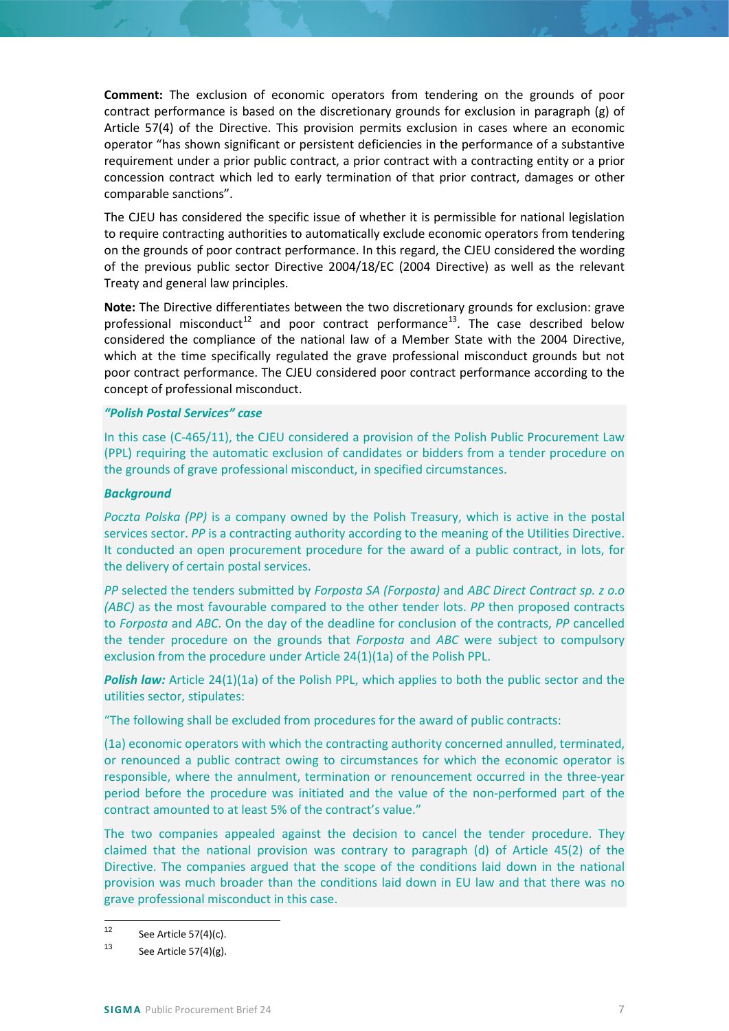**Comment:** The exclusion of economic operators from tendering on the grounds of poor contract performance is based on the discretionary grounds for exclusion in paragraph (g) of Article 57(4) of the Directive. This provision permits exclusion in cases where an economic operator "has shown significant or persistent deficiencies in the performance of a substantive requirement under a prior public contract, a prior contract with a contracting entity or a prior concession contract which led to early termination of that prior contract, damages or other comparable sanctions".

The CJEU has considered the specific issue of whether it is permissible for national legislation to require contracting authorities to automatically exclude economic operators from tendering on the grounds of poor contract performance. In this regard, the CJEU considered the wording of the previous public sector Directive 2004/18/EC (2004 Directive) as well as the relevant Treaty and general law principles.

**Note:** The Directive differentiates between the two discretionary grounds for exclusion: grave professional misconduct[12] and poor contract performance[13]. The case described below considered the compliance of the national law of a Member State with the 2004 Directive, which at the time specifically regulated the grave professional misconduct grounds but not poor contract performance. The CJEU considered poor contract performance according to the concept of professional misconduct.

***"Polish Postal Services" case***

In this case (C-465/11), the CJEU considered a provision of the Polish Public Procurement Law (PPL) requiring the automatic exclusion of candidates or bidders from a tender procedure on the grounds of grave professional misconduct, in specified circumstances.

***Background***

*Poczta Polska (PP)* is a company owned by the Polish Treasury, which is active in the postal services sector. *PP* is a contracting authority according to the meaning of the Utilities Directive. It conducted an open procurement procedure for the award of a public contract, in lots, for the delivery of certain postal services.

*PP* selected the tenders submitted by *Forposta SA (Forposta)* and *ABC Direct Contract sp. z o.o (ABC)* as the most favourable compared to the other tender lots. *PP* then proposed contracts to *Forposta* and *ABC*. On the day of the deadline for conclusion of the contracts, *PP* cancelled the tender procedure on the grounds that *Forposta* and *ABC* were subject to compulsory exclusion from the procedure under Article 24(1)(1a) of the Polish PPL.

***Polish law:*** Article 24(1)(1a) of the Polish PPL, which applies to both the public sector and the utilities sector, stipulates:

"The following shall be excluded from procedures for the award of public contracts:

(1a) economic operators with which the contracting authority concerned annulled, terminated, or renounced a public contract owing to circumstances for which the economic operator is responsible, where the annulment, termination or renouncement occurred in the three-year period before the procedure was initiated and the value of the non-performed part of the contract amounted to at least 5% of the contract's value."

The two companies appealed against the decision to cancel the tender procedure. They claimed that the national provision was contrary to paragraph (d) of Article 45(2) of the Directive. The companies argued that the scope of the conditions laid down in the national provision was much broader than the conditions laid down in EU law and that there was no grave professional misconduct in this case.

---

[12] See Article 57(4)(c).

[13] See Article 57(4)(g).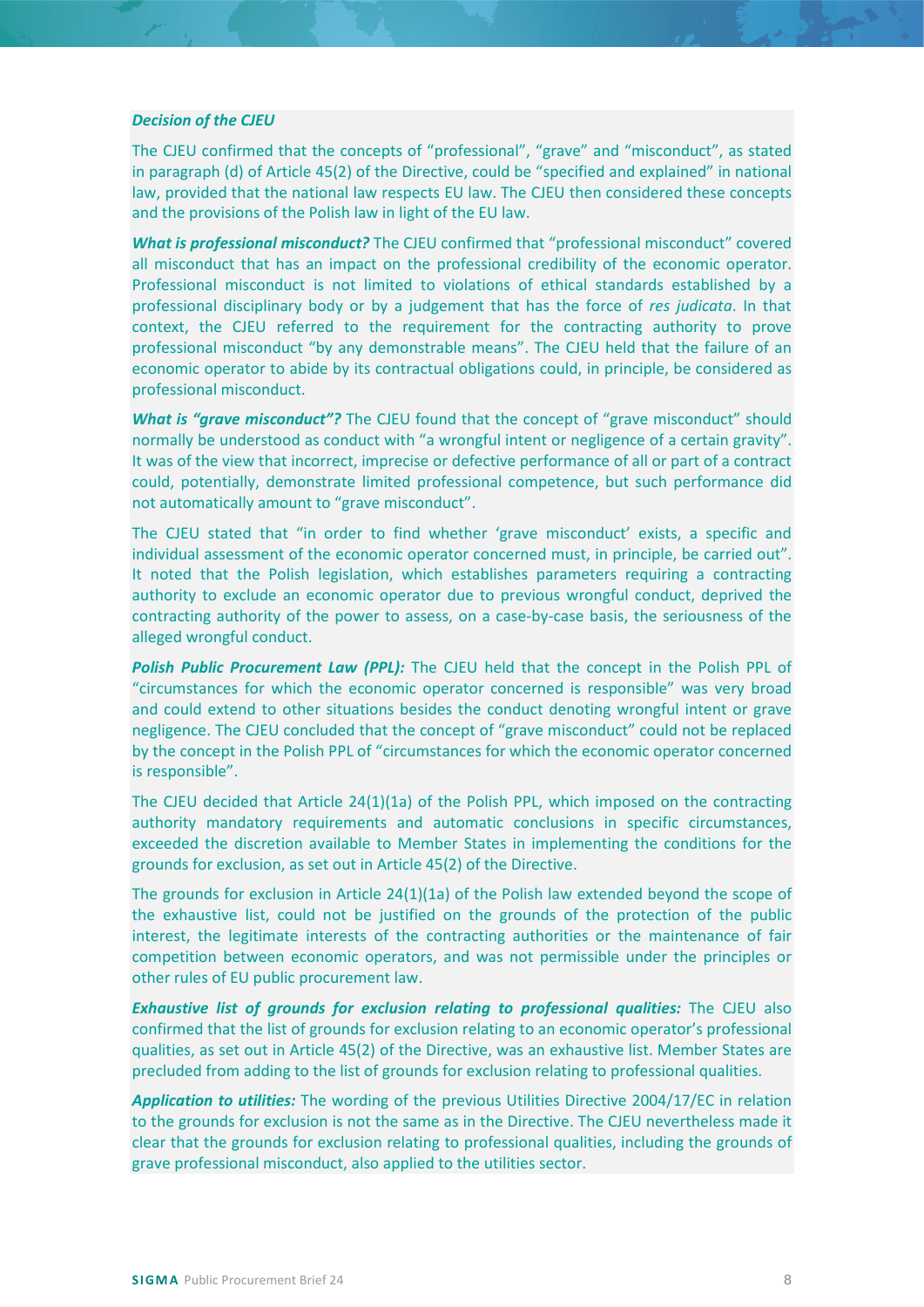***Decision of the CJEU***

The CJEU confirmed that the concepts of "professional", "grave" and "misconduct", as stated in paragraph (d) of Article 45(2) of the Directive, could be "specified and explained" in national law, provided that the national law respects EU law. The CJEU then considered these concepts and the provisions of the Polish law in light of the EU law.

***What is professional misconduct?*** The CJEU confirmed that "professional misconduct" covered all misconduct that has an impact on the professional credibility of the economic operator. Professional misconduct is not limited to violations of ethical standards established by a professional disciplinary body or by a judgement that has the force of *res judicata*. In that context, the CJEU referred to the requirement for the contracting authority to prove professional misconduct "by any demonstrable means". The CJEU held that the failure of an economic operator to abide by its contractual obligations could, in principle, be considered as professional misconduct.

***What is "grave misconduct"?*** The CJEU found that the concept of "grave misconduct" should normally be understood as conduct with "a wrongful intent or negligence of a certain gravity". It was of the view that incorrect, imprecise or defective performance of all or part of a contract could, potentially, demonstrate limited professional competence, but such performance did not automatically amount to "grave misconduct".

The CJEU stated that "in order to find whether 'grave misconduct' exists, a specific and individual assessment of the economic operator concerned must, in principle, be carried out". It noted that the Polish legislation, which establishes parameters requiring a contracting authority to exclude an economic operator due to previous wrongful conduct, deprived the contracting authority of the power to assess, on a case-by-case basis, the seriousness of the alleged wrongful conduct.

***Polish Public Procurement Law (PPL):*** The CJEU held that the concept in the Polish PPL of "circumstances for which the economic operator concerned is responsible" was very broad and could extend to other situations besides the conduct denoting wrongful intent or grave negligence. The CJEU concluded that the concept of "grave misconduct" could not be replaced by the concept in the Polish PPL of "circumstances for which the economic operator concerned is responsible".

The CJEU decided that Article 24(1)(1a) of the Polish PPL, which imposed on the contracting authority mandatory requirements and automatic conclusions in specific circumstances, exceeded the discretion available to Member States in implementing the conditions for the grounds for exclusion, as set out in Article 45(2) of the Directive.

The grounds for exclusion in Article 24(1)(1a) of the Polish law extended beyond the scope of the exhaustive list, could not be justified on the grounds of the protection of the public interest, the legitimate interests of the contracting authorities or the maintenance of fair competition between economic operators, and was not permissible under the principles or other rules of EU public procurement law.

***Exhaustive list of grounds for exclusion relating to professional qualities:*** The CJEU also confirmed that the list of grounds for exclusion relating to an economic operator's professional qualities, as set out in Article 45(2) of the Directive, was an exhaustive list. Member States are precluded from adding to the list of grounds for exclusion relating to professional qualities.

***Application to utilities:*** The wording of the previous Utilities Directive 2004/17/EC in relation to the grounds for exclusion is not the same as in the Directive. The CJEU nevertheless made it clear that the grounds for exclusion relating to professional qualities, including the grounds of grave professional misconduct, also applied to the utilities sector.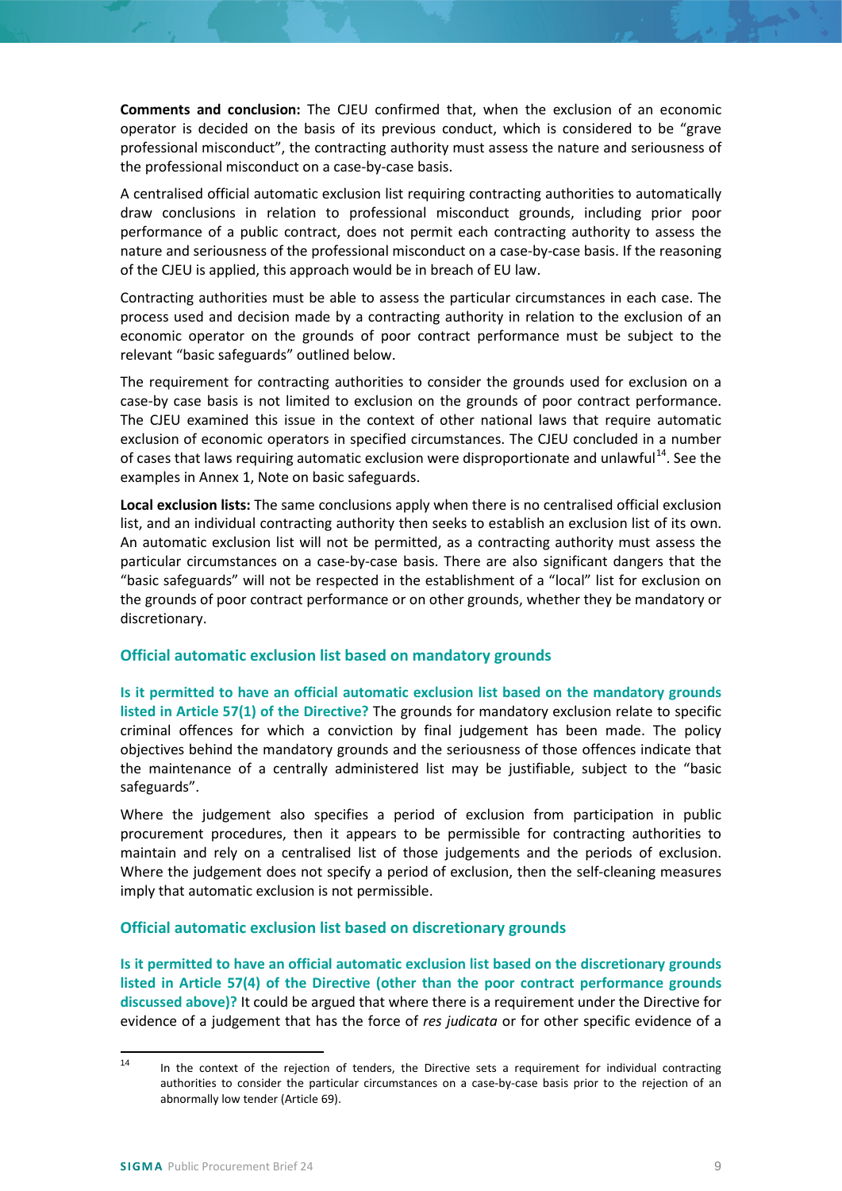**Comments and conclusion:** The CJEU confirmed that, when the exclusion of an economic operator is decided on the basis of its previous conduct, which is considered to be "grave professional misconduct", the contracting authority must assess the nature and seriousness of the professional misconduct on a case-by-case basis.

A centralised official automatic exclusion list requiring contracting authorities to automatically draw conclusions in relation to professional misconduct grounds, including prior poor performance of a public contract, does not permit each contracting authority to assess the nature and seriousness of the professional misconduct on a case-by-case basis. If the reasoning of the CJEU is applied, this approach would be in breach of EU law.

Contracting authorities must be able to assess the particular circumstances in each case. The process used and decision made by a contracting authority in relation to the exclusion of an economic operator on the grounds of poor contract performance must be subject to the relevant "basic safeguards" outlined below.

The requirement for contracting authorities to consider the grounds used for exclusion on a case-by case basis is not limited to exclusion on the grounds of poor contract performance. The CJEU examined this issue in the context of other national laws that require automatic exclusion of economic operators in specified circumstances. The CJEU concluded in a number of cases that laws requiring automatic exclusion were disproportionate and unlawful[14]. See the examples in Annex 1, Note on basic safeguards.

**Local exclusion lists:** The same conclusions apply when there is no centralised official exclusion list, and an individual contracting authority then seeks to establish an exclusion list of its own. An automatic exclusion list will not be permitted, as a contracting authority must assess the particular circumstances on a case-by-case basis. There are also significant dangers that the "basic safeguards" will not be respected in the establishment of a "local" list for exclusion on the grounds of poor contract performance or on other grounds, whether they be mandatory or discretionary.

### Official automatic exclusion list based on mandatory grounds

**Is it permitted to have an official automatic exclusion list based on the mandatory grounds listed in Article 57(1) of the Directive?** The grounds for mandatory exclusion relate to specific criminal offences for which a conviction by final judgement has been made. The policy objectives behind the mandatory grounds and the seriousness of those offences indicate that the maintenance of a centrally administered list may be justifiable, subject to the "basic safeguards".

Where the judgement also specifies a period of exclusion from participation in public procurement procedures, then it appears to be permissible for contracting authorities to maintain and rely on a centralised list of those judgements and the periods of exclusion. Where the judgement does not specify a period of exclusion, then the self-cleaning measures imply that automatic exclusion is not permissible.

### Official automatic exclusion list based on discretionary grounds

**Is it permitted to have an official automatic exclusion list based on the discretionary grounds listed in Article 57(4) of the Directive (other than the poor contract performance grounds discussed above)?** It could be argued that where there is a requirement under the Directive for evidence of a judgement that has the force of *res judicata* or for other specific evidence of a

[14] In the context of the rejection of tenders, the Directive sets a requirement for individual contracting authorities to consider the particular circumstances on a case-by-case basis prior to the rejection of an abnormally low tender (Article 69).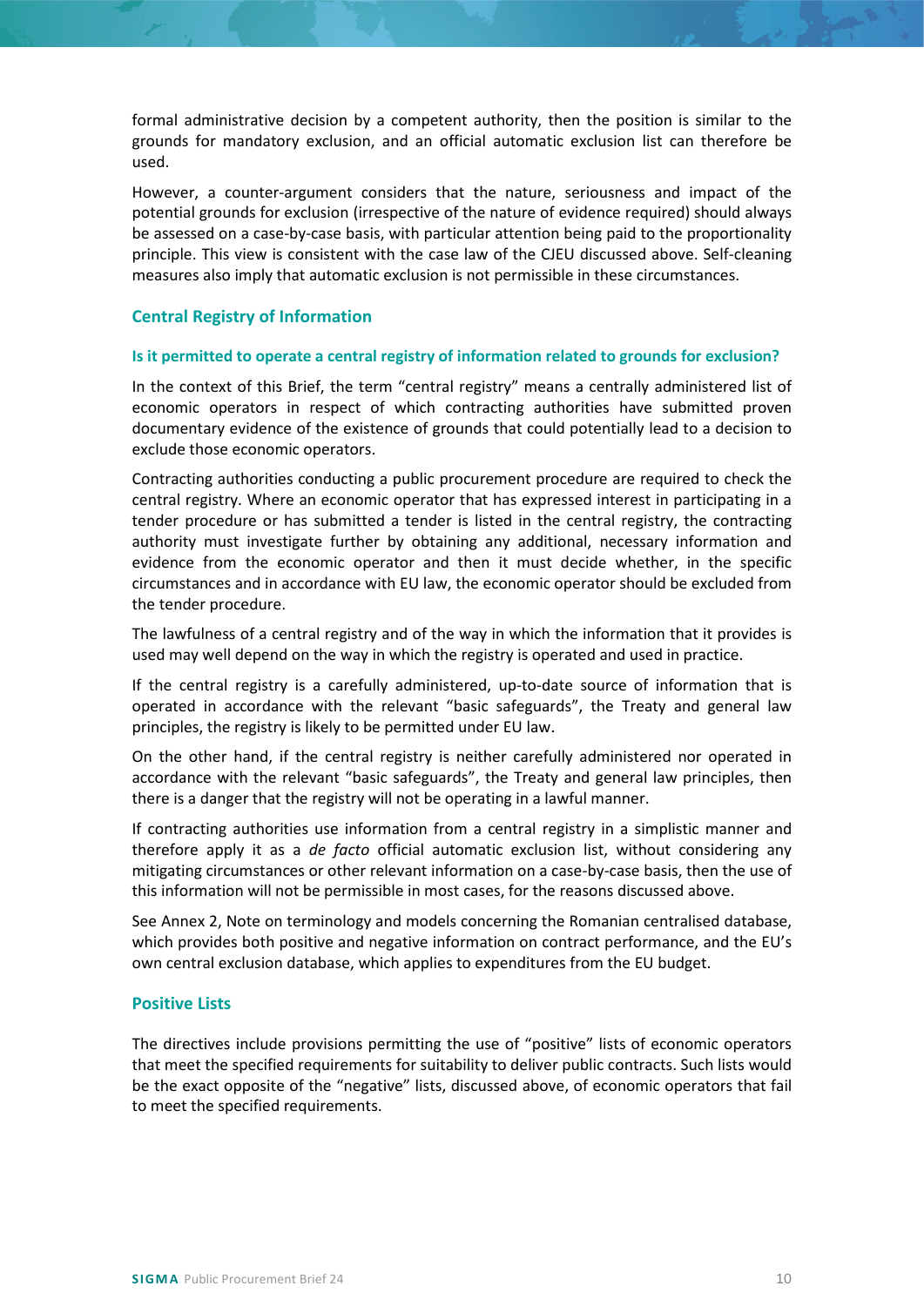formal administrative decision by a competent authority, then the position is similar to the grounds for mandatory exclusion, and an official automatic exclusion list can therefore be used.

However, a counter-argument considers that the nature, seriousness and impact of the potential grounds for exclusion (irrespective of the nature of evidence required) should always be assessed on a case-by-case basis, with particular attention being paid to the proportionality principle. This view is consistent with the case law of the CJEU discussed above. Self-cleaning measures also imply that automatic exclusion is not permissible in these circumstances.

## Central Registry of Information

### Is it permitted to operate a central registry of information related to grounds for exclusion?

In the context of this Brief, the term "central registry" means a centrally administered list of economic operators in respect of which contracting authorities have submitted proven documentary evidence of the existence of grounds that could potentially lead to a decision to exclude those economic operators.

Contracting authorities conducting a public procurement procedure are required to check the central registry. Where an economic operator that has expressed interest in participating in a tender procedure or has submitted a tender is listed in the central registry, the contracting authority must investigate further by obtaining any additional, necessary information and evidence from the economic operator and then it must decide whether, in the specific circumstances and in accordance with EU law, the economic operator should be excluded from the tender procedure.

The lawfulness of a central registry and of the way in which the information that it provides is used may well depend on the way in which the registry is operated and used in practice.

If the central registry is a carefully administered, up-to-date source of information that is operated in accordance with the relevant "basic safeguards", the Treaty and general law principles, the registry is likely to be permitted under EU law.

On the other hand, if the central registry is neither carefully administered nor operated in accordance with the relevant "basic safeguards", the Treaty and general law principles, then there is a danger that the registry will not be operating in a lawful manner.

If contracting authorities use information from a central registry in a simplistic manner and therefore apply it as a *de facto* official automatic exclusion list, without considering any mitigating circumstances or other relevant information on a case-by-case basis, then the use of this information will not be permissible in most cases, for the reasons discussed above.

See Annex 2, Note on terminology and models concerning the Romanian centralised database, which provides both positive and negative information on contract performance, and the EU's own central exclusion database, which applies to expenditures from the EU budget.

## Positive Lists

The directives include provisions permitting the use of "positive" lists of economic operators that meet the specified requirements for suitability to deliver public contracts. Such lists would be the exact opposite of the "negative" lists, discussed above, of economic operators that fail to meet the specified requirements.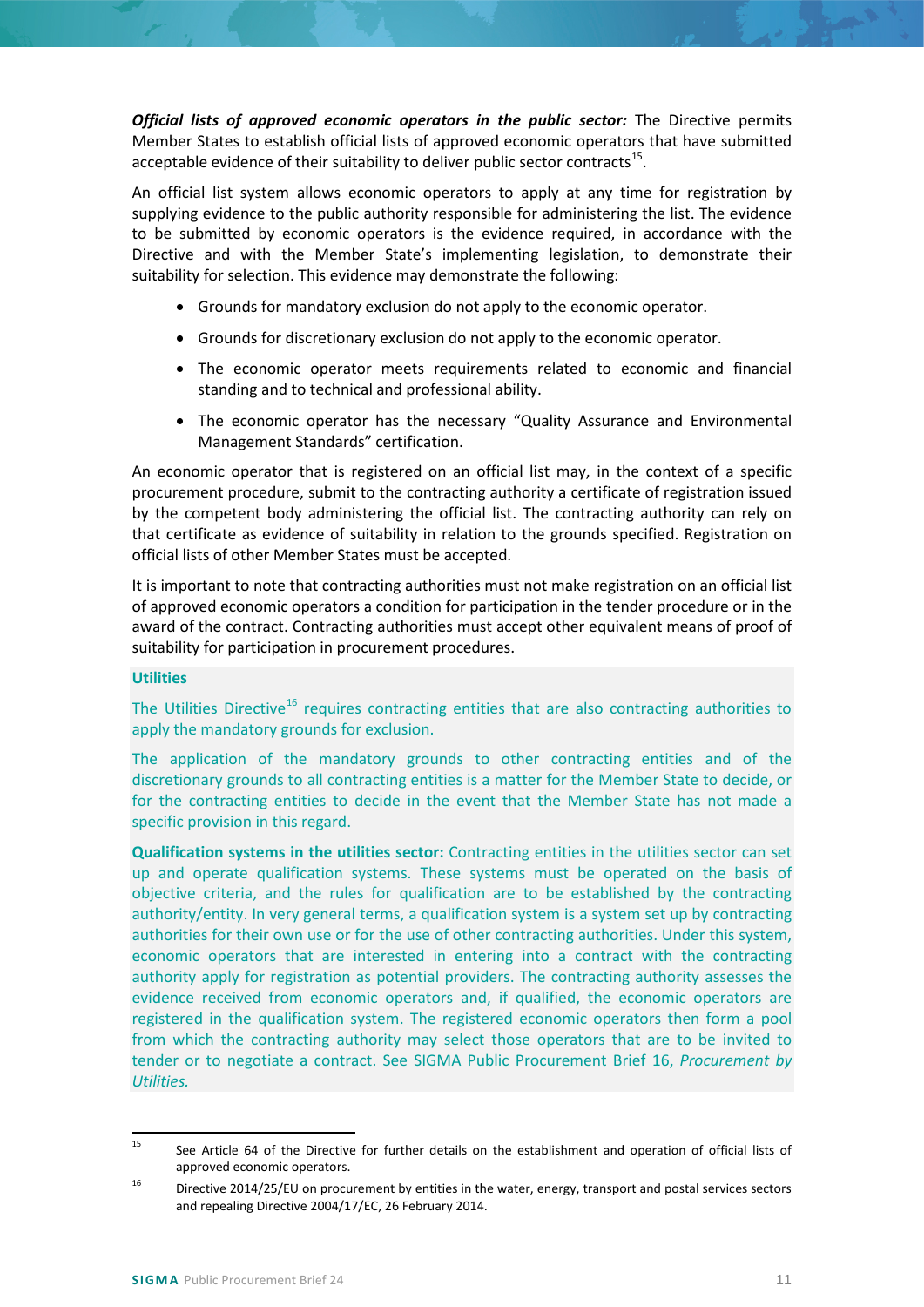***Official lists of approved economic operators in the public sector:*** The Directive permits Member States to establish official lists of approved economic operators that have submitted acceptable evidence of their suitability to deliver public sector contracts[15].

An official list system allows economic operators to apply at any time for registration by supplying evidence to the public authority responsible for administering the list. The evidence to be submitted by economic operators is the evidence required, in accordance with the Directive and with the Member State's implementing legislation, to demonstrate their suitability for selection. This evidence may demonstrate the following:

- Grounds for mandatory exclusion do not apply to the economic operator.
- Grounds for discretionary exclusion do not apply to the economic operator.
- The economic operator meets requirements related to economic and financial standing and to technical and professional ability.
- The economic operator has the necessary "Quality Assurance and Environmental Management Standards" certification.

An economic operator that is registered on an official list may, in the context of a specific procurement procedure, submit to the contracting authority a certificate of registration issued by the competent body administering the official list. The contracting authority can rely on that certificate as evidence of suitability in relation to the grounds specified. Registration on official lists of other Member States must be accepted.

It is important to note that contracting authorities must not make registration on an official list of approved economic operators a condition for participation in the tender procedure or in the award of the contract. Contracting authorities must accept other equivalent means of proof of suitability for participation in procurement procedures.

**Utilities**

The Utilities Directive[16] requires contracting entities that are also contracting authorities to apply the mandatory grounds for exclusion.

The application of the mandatory grounds to other contracting entities and of the discretionary grounds to all contracting entities is a matter for the Member State to decide, or for the contracting entities to decide in the event that the Member State has not made a specific provision in this regard.

**Qualification systems in the utilities sector:** Contracting entities in the utilities sector can set up and operate qualification systems. These systems must be operated on the basis of objective criteria, and the rules for qualification are to be established by the contracting authority/entity. In very general terms, a qualification system is a system set up by contracting authorities for their own use or for the use of other contracting authorities. Under this system, economic operators that are interested in entering into a contract with the contracting authority apply for registration as potential providers. The contracting authority assesses the evidence received from economic operators and, if qualified, the economic operators are registered in the qualification system. The registered economic operators then form a pool from which the contracting authority may select those operators that are to be invited to tender or to negotiate a contract. See SIGMA Public Procurement Brief 16, *Procurement by Utilities.*

---

[15] See Article 64 of the Directive for further details on the establishment and operation of official lists of approved economic operators.

[16] Directive 2014/25/EU on procurement by entities in the water, energy, transport and postal services sectors and repealing Directive 2004/17/EC, 26 February 2014.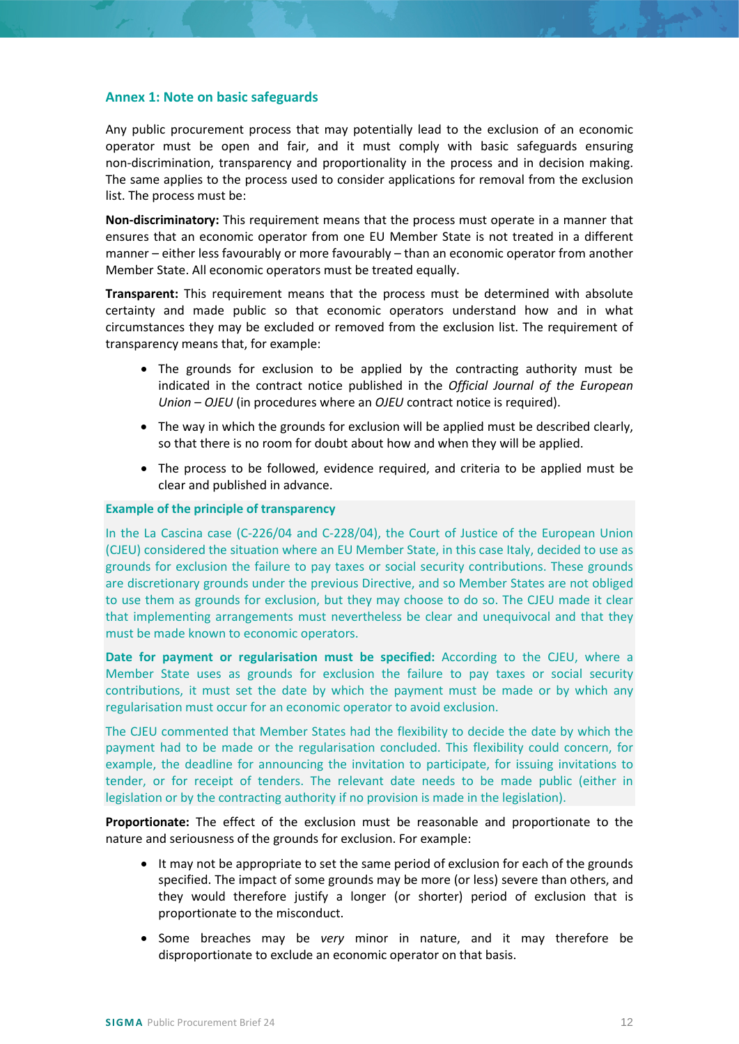## Annex 1: Note on basic safeguards

Any public procurement process that may potentially lead to the exclusion of an economic operator must be open and fair, and it must comply with basic safeguards ensuring non-discrimination, transparency and proportionality in the process and in decision making. The same applies to the process used to consider applications for removal from the exclusion list. The process must be:

**Non-discriminatory:** This requirement means that the process must operate in a manner that ensures that an economic operator from one EU Member State is not treated in a different manner – either less favourably or more favourably – than an economic operator from another Member State. All economic operators must be treated equally.

**Transparent:** This requirement means that the process must be determined with absolute certainty and made public so that economic operators understand how and in what circumstances they may be excluded or removed from the exclusion list. The requirement of transparency means that, for example:

- The grounds for exclusion to be applied by the contracting authority must be indicated in the contract notice published in the *Official Journal of the European Union – OJEU* (in procedures where an *OJEU* contract notice is required).
- The way in which the grounds for exclusion will be applied must be described clearly, so that there is no room for doubt about how and when they will be applied.
- The process to be followed, evidence required, and criteria to be applied must be clear and published in advance.

**Example of the principle of transparency**

In the La Cascina case (C-226/04 and C-228/04), the Court of Justice of the European Union (CJEU) considered the situation where an EU Member State, in this case Italy, decided to use as grounds for exclusion the failure to pay taxes or social security contributions. These grounds are discretionary grounds under the previous Directive, and so Member States are not obliged to use them as grounds for exclusion, but they may choose to do so. The CJEU made it clear that implementing arrangements must nevertheless be clear and unequivocal and that they must be made known to economic operators.

**Date for payment or regularisation must be specified:** According to the CJEU, where a Member State uses as grounds for exclusion the failure to pay taxes or social security contributions, it must set the date by which the payment must be made or by which any regularisation must occur for an economic operator to avoid exclusion.

The CJEU commented that Member States had the flexibility to decide the date by which the payment had to be made or the regularisation concluded. This flexibility could concern, for example, the deadline for announcing the invitation to participate, for issuing invitations to tender, or for receipt of tenders. The relevant date needs to be made public (either in legislation or by the contracting authority if no provision is made in the legislation).

**Proportionate:** The effect of the exclusion must be reasonable and proportionate to the nature and seriousness of the grounds for exclusion. For example:

- It may not be appropriate to set the same period of exclusion for each of the grounds specified. The impact of some grounds may be more (or less) severe than others, and they would therefore justify a longer (or shorter) period of exclusion that is proportionate to the misconduct.
- Some breaches may be *very* minor in nature, and it may therefore be disproportionate to exclude an economic operator on that basis.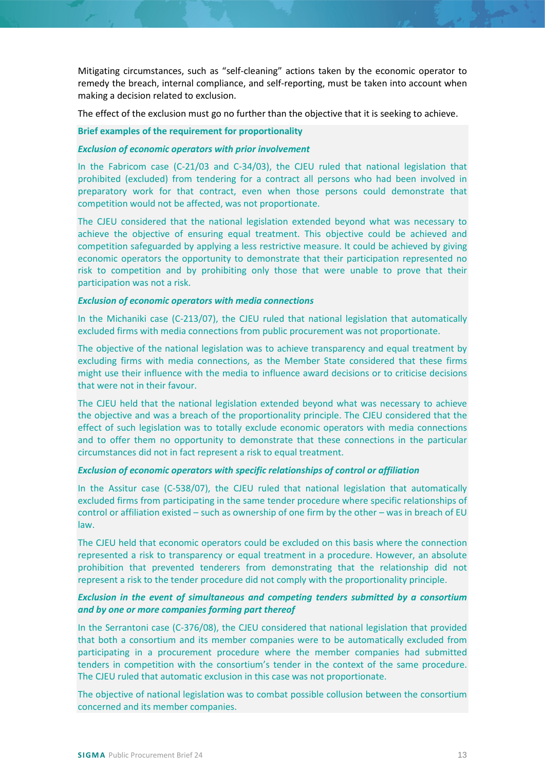Mitigating circumstances, such as "self-cleaning" actions taken by the economic operator to remedy the breach, internal compliance, and self-reporting, must be taken into account when making a decision related to exclusion.

The effect of the exclusion must go no further than the objective that it is seeking to achieve.

**Brief examples of the requirement for proportionality**

***Exclusion of economic operators with prior involvement***

In the Fabricom case (C-21/03 and C-34/03), the CJEU ruled that national legislation that prohibited (excluded) from tendering for a contract all persons who had been involved in preparatory work for that contract, even when those persons could demonstrate that competition would not be affected, was not proportionate.

The CJEU considered that the national legislation extended beyond what was necessary to achieve the objective of ensuring equal treatment. This objective could be achieved and competition safeguarded by applying a less restrictive measure. It could be achieved by giving economic operators the opportunity to demonstrate that their participation represented no risk to competition and by prohibiting only those that were unable to prove that their participation was not a risk.

***Exclusion of economic operators with media connections***

In the Michaniki case (C-213/07), the CJEU ruled that national legislation that automatically excluded firms with media connections from public procurement was not proportionate.

The objective of the national legislation was to achieve transparency and equal treatment by excluding firms with media connections, as the Member State considered that these firms might use their influence with the media to influence award decisions or to criticise decisions that were not in their favour.

The CJEU held that the national legislation extended beyond what was necessary to achieve the objective and was a breach of the proportionality principle. The CJEU considered that the effect of such legislation was to totally exclude economic operators with media connections and to offer them no opportunity to demonstrate that these connections in the particular circumstances did not in fact represent a risk to equal treatment.

***Exclusion of economic operators with specific relationships of control or affiliation***

In the Assitur case (C-538/07), the CJEU ruled that national legislation that automatically excluded firms from participating in the same tender procedure where specific relationships of control or affiliation existed – such as ownership of one firm by the other – was in breach of EU law.

The CJEU held that economic operators could be excluded on this basis where the connection represented a risk to transparency or equal treatment in a procedure. However, an absolute prohibition that prevented tenderers from demonstrating that the relationship did not represent a risk to the tender procedure did not comply with the proportionality principle.

***Exclusion in the event of simultaneous and competing tenders submitted by a consortium and by one or more companies forming part thereof***

In the Serrantoni case (C-376/08), the CJEU considered that national legislation that provided that both a consortium and its member companies were to be automatically excluded from participating in a procurement procedure where the member companies had submitted tenders in competition with the consortium's tender in the context of the same procedure. The CJEU ruled that automatic exclusion in this case was not proportionate.

The objective of national legislation was to combat possible collusion between the consortium concerned and its member companies.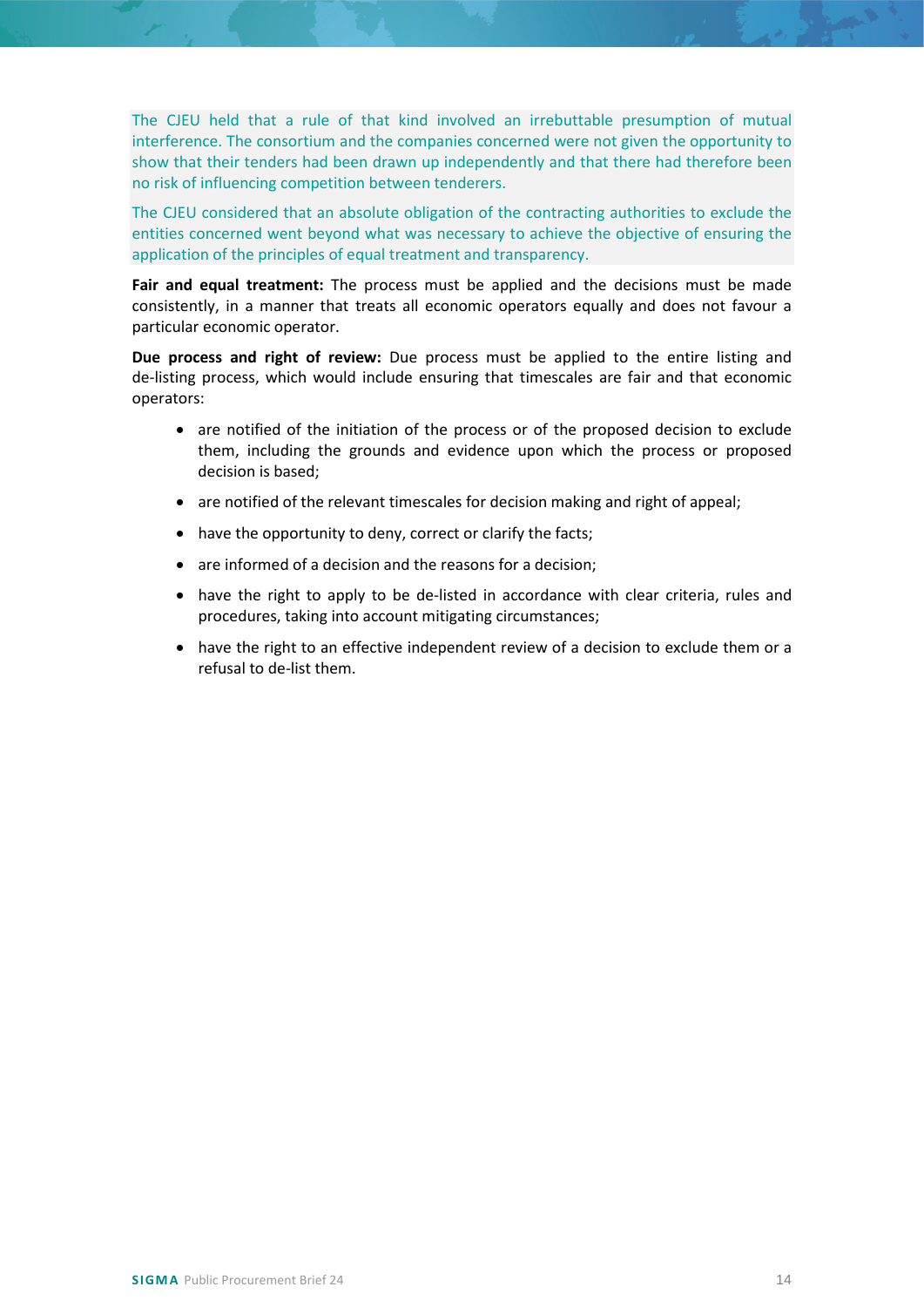The CJEU held that a rule of that kind involved an irrebuttable presumption of mutual interference. The consortium and the companies concerned were not given the opportunity to show that their tenders had been drawn up independently and that there had therefore been no risk of influencing competition between tenderers.

The CJEU considered that an absolute obligation of the contracting authorities to exclude the entities concerned went beyond what was necessary to achieve the objective of ensuring the application of the principles of equal treatment and transparency.

**Fair and equal treatment:** The process must be applied and the decisions must be made consistently, in a manner that treats all economic operators equally and does not favour a particular economic operator.

**Due process and right of review:** Due process must be applied to the entire listing and de-listing process, which would include ensuring that timescales are fair and that economic operators:

- are notified of the initiation of the process or of the proposed decision to exclude them, including the grounds and evidence upon which the process or proposed decision is based;
- are notified of the relevant timescales for decision making and right of appeal;
- have the opportunity to deny, correct or clarify the facts;
- are informed of a decision and the reasons for a decision;
- have the right to apply to be de-listed in accordance with clear criteria, rules and procedures, taking into account mitigating circumstances;
- have the right to an effective independent review of a decision to exclude them or a refusal to de-list them.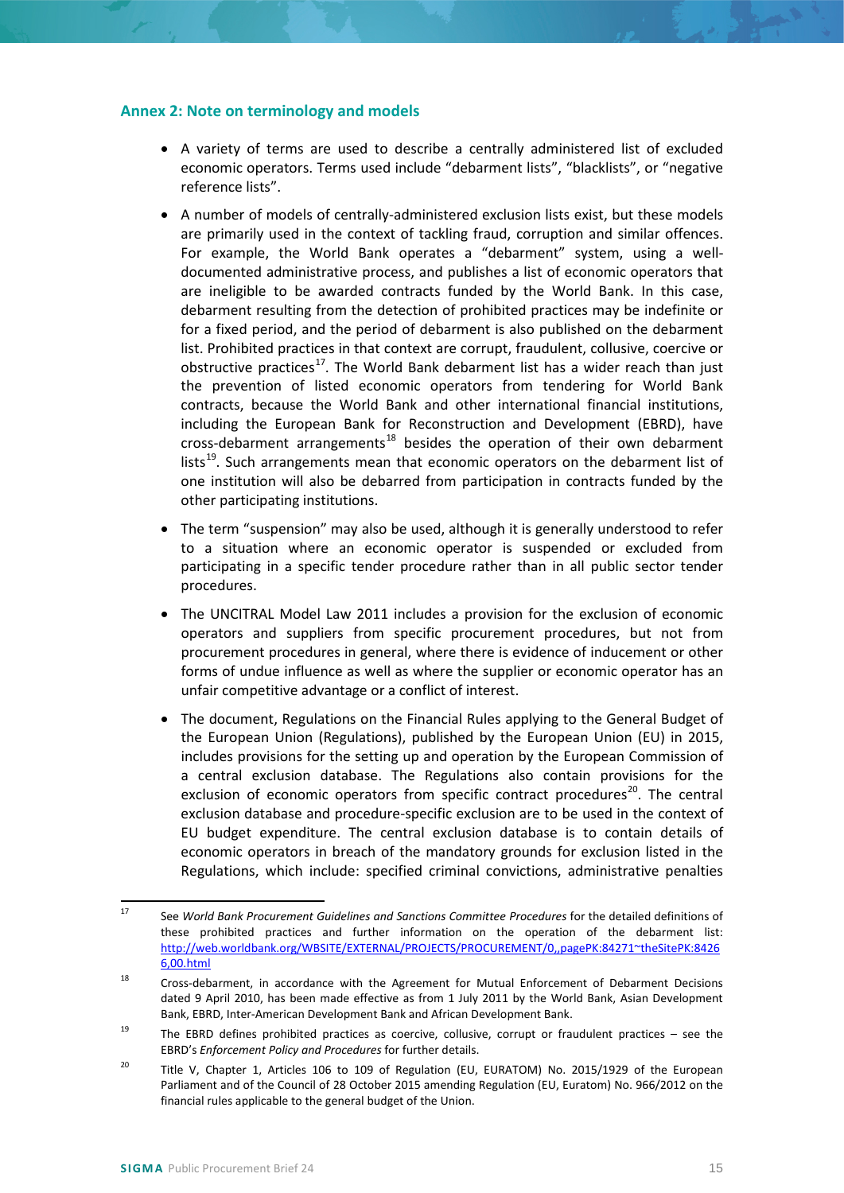## Annex 2: Note on terminology and models

- A variety of terms are used to describe a centrally administered list of excluded economic operators. Terms used include "debarment lists", "blacklists", or "negative reference lists".
- A number of models of centrally-administered exclusion lists exist, but these models are primarily used in the context of tackling fraud, corruption and similar offences. For example, the World Bank operates a "debarment" system, using a well-documented administrative process, and publishes a list of economic operators that are ineligible to be awarded contracts funded by the World Bank. In this case, debarment resulting from the detection of prohibited practices may be indefinite or for a fixed period, and the period of debarment is also published on the debarment list. Prohibited practices in that context are corrupt, fraudulent, collusive, coercive or obstructive practices[17]. The World Bank debarment list has a wider reach than just the prevention of listed economic operators from tendering for World Bank contracts, because the World Bank and other international financial institutions, including the European Bank for Reconstruction and Development (EBRD), have cross-debarment arrangements[18] besides the operation of their own debarment lists[19]. Such arrangements mean that economic operators on the debarment list of one institution will also be debarred from participation in contracts funded by the other participating institutions.
- The term "suspension" may also be used, although it is generally understood to refer to a situation where an economic operator is suspended or excluded from participating in a specific tender procedure rather than in all public sector tender procedures.
- The UNCITRAL Model Law 2011 includes a provision for the exclusion of economic operators and suppliers from specific procurement procedures, but not from procurement procedures in general, where there is evidence of inducement or other forms of undue influence as well as where the supplier or economic operator has an unfair competitive advantage or a conflict of interest.
- The document, Regulations on the Financial Rules applying to the General Budget of the European Union (Regulations), published by the European Union (EU) in 2015, includes provisions for the setting up and operation by the European Commission of a central exclusion database. The Regulations also contain provisions for the exclusion of economic operators from specific contract procedures[20]. The central exclusion database and procedure-specific exclusion are to be used in the context of EU budget expenditure. The central exclusion database is to contain details of economic operators in breach of the mandatory grounds for exclusion listed in the Regulations, which include: specified criminal convictions, administrative penalties

---

[17] See *World Bank Procurement Guidelines and Sanctions Committee Procedures* for the detailed definitions of these prohibited practices and further information on the operation of the debarment list: http://web.worldbank.org/WBSITE/EXTERNAL/PROJECTS/PROCUREMENT/0,,pagePK:84271~theSitePK:84266,00.html

[18] Cross-debarment, in accordance with the Agreement for Mutual Enforcement of Debarment Decisions dated 9 April 2010, has been made effective as from 1 July 2011 by the World Bank, Asian Development Bank, EBRD, Inter-American Development Bank and African Development Bank.

[19] The EBRD defines prohibited practices as coercive, collusive, corrupt or fraudulent practices – see the EBRD's *Enforcement Policy and Procedures* for further details.

[20] Title V, Chapter 1, Articles 106 to 109 of Regulation (EU, EURATOM) No. 2015/1929 of the European Parliament and of the Council of 28 October 2015 amending Regulation (EU, Euratom) No. 966/2012 on the financial rules applicable to the general budget of the Union.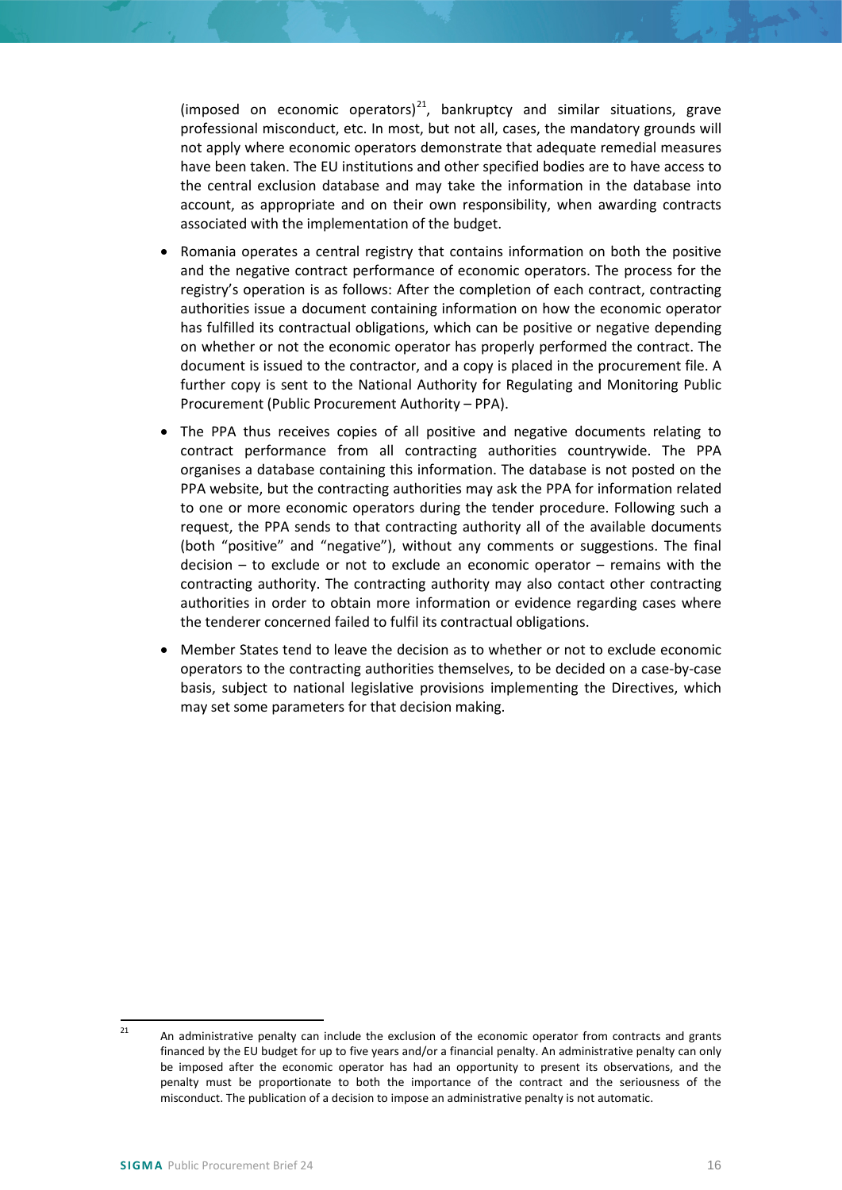(imposed on economic operators)[21], bankruptcy and similar situations, grave professional misconduct, etc. In most, but not all, cases, the mandatory grounds will not apply where economic operators demonstrate that adequate remedial measures have been taken. The EU institutions and other specified bodies are to have access to the central exclusion database and may take the information in the database into account, as appropriate and on their own responsibility, when awarding contracts associated with the implementation of the budget.

- Romania operates a central registry that contains information on both the positive and the negative contract performance of economic operators. The process for the registry's operation is as follows: After the completion of each contract, contracting authorities issue a document containing information on how the economic operator has fulfilled its contractual obligations, which can be positive or negative depending on whether or not the economic operator has properly performed the contract. The document is issued to the contractor, and a copy is placed in the procurement file. A further copy is sent to the National Authority for Regulating and Monitoring Public Procurement (Public Procurement Authority – PPA).
- The PPA thus receives copies of all positive and negative documents relating to contract performance from all contracting authorities countrywide. The PPA organises a database containing this information. The database is not posted on the PPA website, but the contracting authorities may ask the PPA for information related to one or more economic operators during the tender procedure. Following such a request, the PPA sends to that contracting authority all of the available documents (both "positive" and "negative"), without any comments or suggestions. The final decision – to exclude or not to exclude an economic operator – remains with the contracting authority. The contracting authority may also contact other contracting authorities in order to obtain more information or evidence regarding cases where the tenderer concerned failed to fulfil its contractual obligations.
- Member States tend to leave the decision as to whether or not to exclude economic operators to the contracting authorities themselves, to be decided on a case-by-case basis, subject to national legislative provisions implementing the Directives, which may set some parameters for that decision making.

---

[21] An administrative penalty can include the exclusion of the economic operator from contracts and grants financed by the EU budget for up to five years and/or a financial penalty. An administrative penalty can only be imposed after the economic operator has had an opportunity to present its observations, and the penalty must be proportionate to both the importance of the contract and the seriousness of the misconduct. The publication of a decision to impose an administrative penalty is not automatic.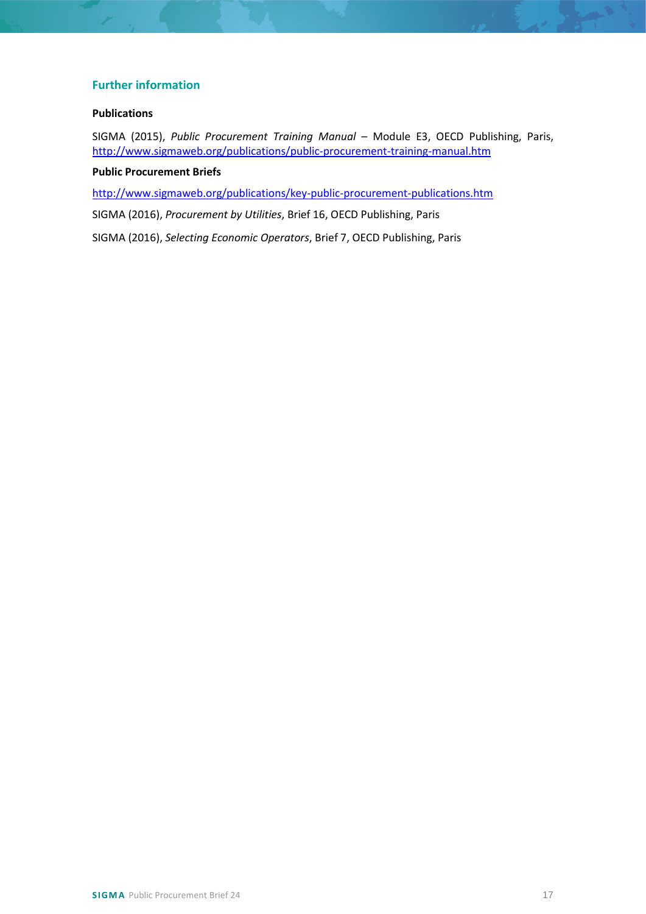## Further information

### Publications

SIGMA (2015), *Public Procurement Training Manual* – Module E3, OECD Publishing, Paris, http://www.sigmaweb.org/publications/public-procurement-training-manual.htm

### Public Procurement Briefs

http://www.sigmaweb.org/publications/key-public-procurement-publications.htm

SIGMA (2016), *Procurement by Utilities*, Brief 16, OECD Publishing, Paris

SIGMA (2016), *Selecting Economic Operators*, Brief 7, OECD Publishing, Paris